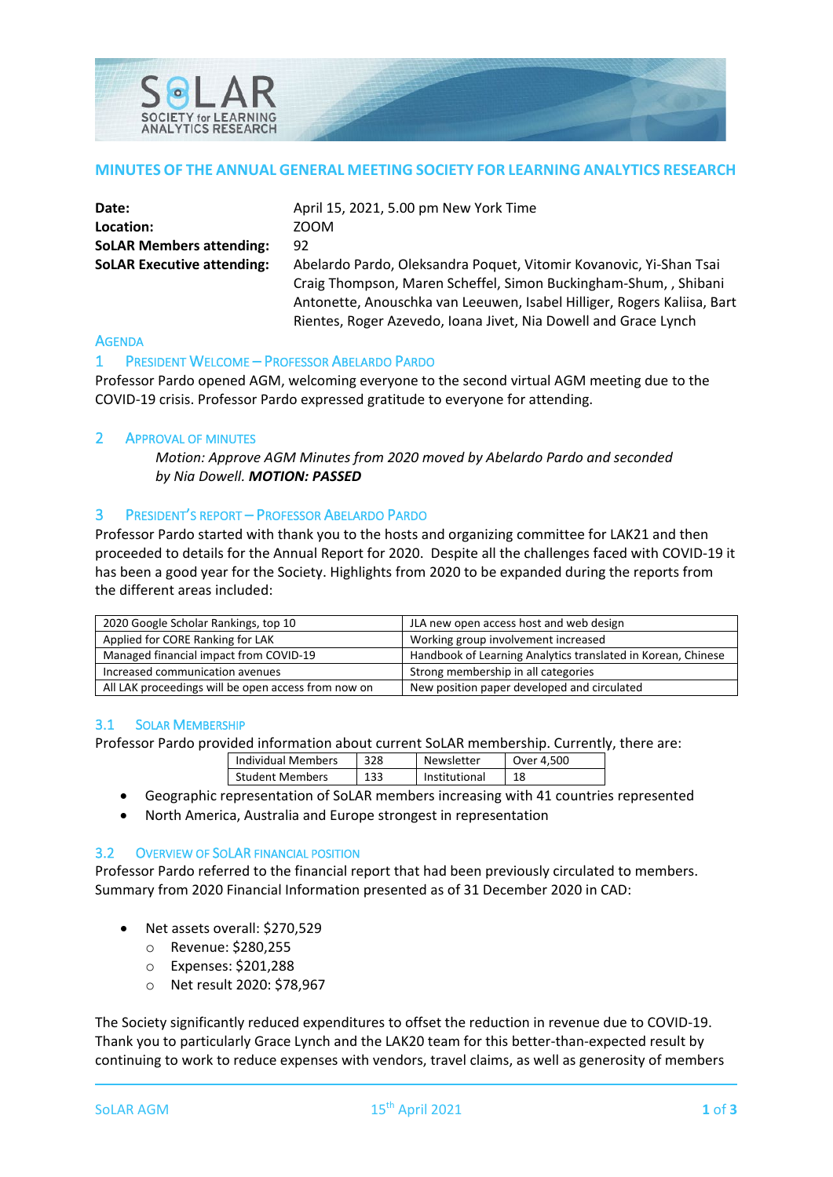# MINUTES OF THE ANNUAL GENERAL MEETING SOCIETY FOR LEARNING ANALYTICS RESEARCH

| | |
|---|---|
| **Date:** | April 15, 2021, 5.00 pm New York Time |
| **Location:** | ZOOM |
| **SoLAR Members attending:** | 92 |
| **SoLAR Executive attending:** | Abelardo Pardo, Oleksandra Poquet, Vitomir Kovanovic, Yi-Shan Tsai Craig Thompson, Maren Scheffel, Simon Buckingham-Shum, , Shibani Antonette, Anouschka van Leeuwen, Isabel Hilliger, Rogers Kaliisa, Bart Rientes, Roger Azevedo, Ioana Jivet, Nia Dowell and Grace Lynch |

## AGENDA

### 1 PRESIDENT WELCOME – PROFESSOR ABELARDO PARDO

Professor Pardo opened AGM, welcoming everyone to the second virtual AGM meeting due to the COVID-19 crisis. Professor Pardo expressed gratitude to everyone for attending.

### 2 APPROVAL OF MINUTES

*Motion: Approve AGM Minutes from 2020 moved by Abelardo Pardo and seconded by Nia Dowell.* ***MOTION: PASSED***

### 3 PRESIDENT'S REPORT – PROFESSOR ABELARDO PARDO

Professor Pardo started with thank you to the hosts and organizing committee for LAK21 and then proceeded to details for the Annual Report for 2020. Despite all the challenges faced with COVID-19 it has been a good year for the Society. Highlights from 2020 to be expanded during the reports from the different areas included:

| | |
|---|---|
| 2020 Google Scholar Rankings, top 10 | JLA new open access host and web design |
| Applied for CORE Ranking for LAK | Working group involvement increased |
| Managed financial impact from COVID-19 | Handbook of Learning Analytics translated in Korean, Chinese |
| Increased communication avenues | Strong membership in all categories |
| All LAK proceedings will be open access from now on | New position paper developed and circulated |

#### 3.1 SOLAR MEMBERSHIP

Professor Pardo provided information about current SoLAR membership. Currently, there are:

| | | | |
|---|---|---|---|
| Individual Members | 328 | Newsletter | Over 4,500 |
| Student Members | 133 | Institutional | 18 |

- Geographic representation of SoLAR members increasing with 41 countries represented
- North America, Australia and Europe strongest in representation

#### 3.2 OVERVIEW OF SOLAR FINANCIAL POSITION

Professor Pardo referred to the financial report that had been previously circulated to members. Summary from 2020 Financial Information presented as of 31 December 2020 in CAD:

- Net assets overall: $270,529
  - Revenue: $280,255
  - Expenses: $201,288
  - Net result 2020: $78,967

The Society significantly reduced expenditures to offset the reduction in revenue due to COVID-19. Thank you to particularly Grace Lynch and the LAK20 team for this better-than-expected result by continuing to work to reduce expenses with vendors, travel claims, as well as generosity of members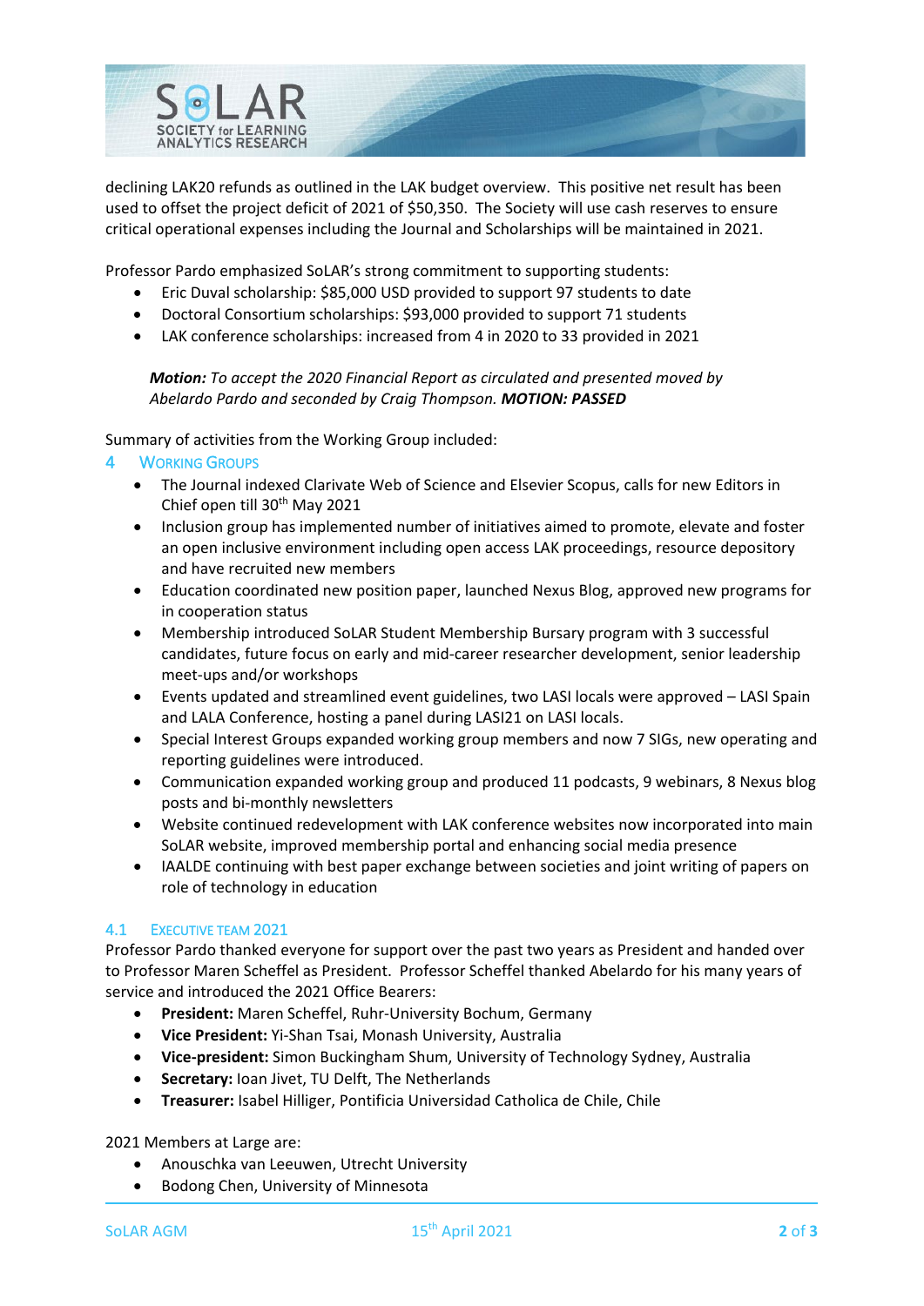declining LAK20 refunds as outlined in the LAK budget overview. This positive net result has been used to offset the project deficit of 2021 of $50,350. The Society will use cash reserves to ensure critical operational expenses including the Journal and Scholarships will be maintained in 2021.

Professor Pardo emphasized SoLAR's strong commitment to supporting students:

- Eric Duval scholarship: $85,000 USD provided to support 97 students to date
- Doctoral Consortium scholarships: $93,000 provided to support 71 students
- LAK conference scholarships: increased from 4 in 2020 to 33 provided in 2021

> ***Motion:** To accept the 2020 Financial Report as circulated and presented moved by Abelardo Pardo and seconded by Craig Thompson.* ***MOTION: PASSED***

Summary of activities from the Working Group included:

## 4 Working Groups

- The Journal indexed Clarivate Web of Science and Elsevier Scopus, calls for new Editors in Chief open till 30th May 2021
- Inclusion group has implemented number of initiatives aimed to promote, elevate and foster an open inclusive environment including open access LAK proceedings, resource depository and have recruited new members
- Education coordinated new position paper, launched Nexus Blog, approved new programs for in cooperation status
- Membership introduced SoLAR Student Membership Bursary program with 3 successful candidates, future focus on early and mid-career researcher development, senior leadership meet-ups and/or workshops
- Events updated and streamlined event guidelines, two LASI locals were approved – LASI Spain and LALA Conference, hosting a panel during LASI21 on LASI locals.
- Special Interest Groups expanded working group members and now 7 SIGs, new operating and reporting guidelines were introduced.
- Communication expanded working group and produced 11 podcasts, 9 webinars, 8 Nexus blog posts and bi-monthly newsletters
- Website continued redevelopment with LAK conference websites now incorporated into main SoLAR website, improved membership portal and enhancing social media presence
- IAALDE continuing with best paper exchange between societies and joint writing of papers on role of technology in education

### 4.1 Executive Team 2021

Professor Pardo thanked everyone for support over the past two years as President and handed over to Professor Maren Scheffel as President. Professor Scheffel thanked Abelardo for his many years of service and introduced the 2021 Office Bearers:

- **President:** Maren Scheffel, Ruhr-University Bochum, Germany
- **Vice President:** Yi-Shan Tsai, Monash University, Australia
- **Vice-president:** Simon Buckingham Shum, University of Technology Sydney, Australia
- **Secretary:** Ioan Jivet, TU Delft, The Netherlands
- **Treasurer:** Isabel Hilliger, Pontificia Universidad Catholica de Chile, Chile

2021 Members at Large are:

- Anouschka van Leeuwen, Utrecht University
- Bodong Chen, University of Minnesota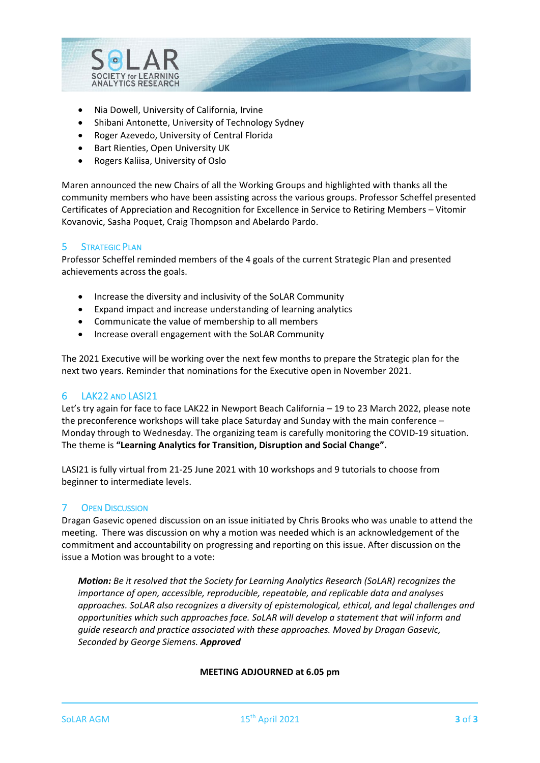- Nia Dowell, University of California, Irvine
- Shibani Antonette, University of Technology Sydney
- Roger Azevedo, University of Central Florida
- Bart Rienties, Open University UK
- Rogers Kaliisa, University of Oslo

Maren announced the new Chairs of all the Working Groups and highlighted with thanks all the community members who have been assisting across the various groups. Professor Scheffel presented Certificates of Appreciation and Recognition for Excellence in Service to Retiring Members – Vitomir Kovanovic, Sasha Poquet, Craig Thompson and Abelardo Pardo.

## 5 Strategic Plan

Professor Scheffel reminded members of the 4 goals of the current Strategic Plan and presented achievements across the goals.

- Increase the diversity and inclusivity of the SoLAR Community
- Expand impact and increase understanding of learning analytics
- Communicate the value of membership to all members
- Increase overall engagement with the SoLAR Community

The 2021 Executive will be working over the next few months to prepare the Strategic plan for the next two years. Reminder that nominations for the Executive open in November 2021.

## 6 LAK22 and LASI21

Let's try again for face to face LAK22 in Newport Beach California – 19 to 23 March 2022, please note the preconference workshops will take place Saturday and Sunday with the main conference – Monday through to Wednesday. The organizing team is carefully monitoring the COVID-19 situation. The theme is **"Learning Analytics for Transition, Disruption and Social Change".**

LASI21 is fully virtual from 21-25 June 2021 with 10 workshops and 9 tutorials to choose from beginner to intermediate levels.

## 7 Open Discussion

Dragan Gasevic opened discussion on an issue initiated by Chris Brooks who was unable to attend the meeting. There was discussion on why a motion was needed which is an acknowledgement of the commitment and accountability on progressing and reporting on this issue. After discussion on the issue a Motion was brought to a vote:

> ***Motion:*** *Be it resolved that the Society for Learning Analytics Research (SoLAR) recognizes the importance of open, accessible, reproducible, repeatable, and replicable data and analyses approaches. SoLAR also recognizes a diversity of epistemological, ethical, and legal challenges and opportunities which such approaches face. SoLAR will develop a statement that will inform and guide research and practice associated with these approaches. Moved by Dragan Gasevic, Seconded by George Siemens.* ***Approved***

**MEETING ADJOURNED at 6.05 pm**